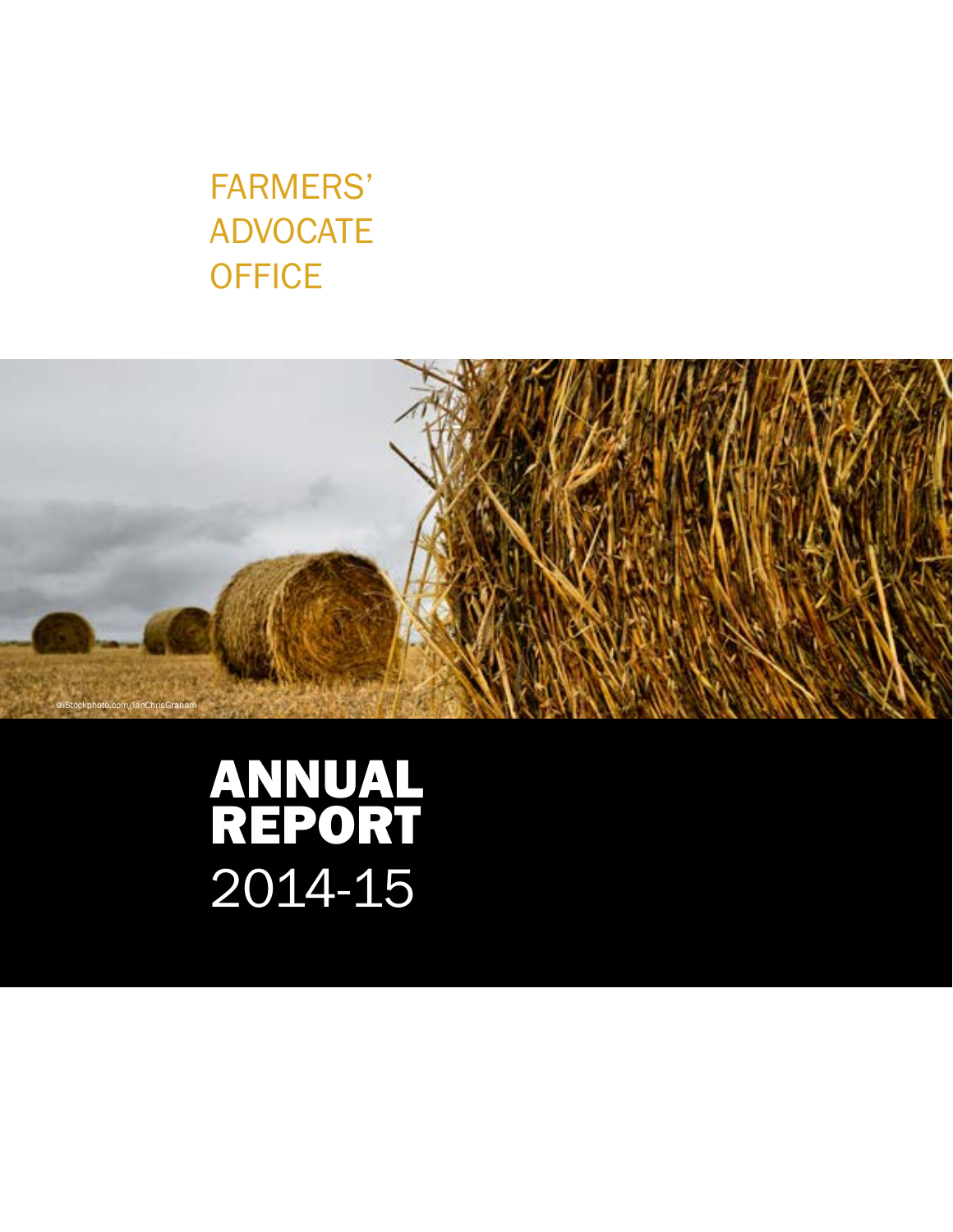# FARMERS' ADVOCATE OFFICE

@iStockphoto.com/IanChrisGraham

# ANNUAL REPORT 2014-15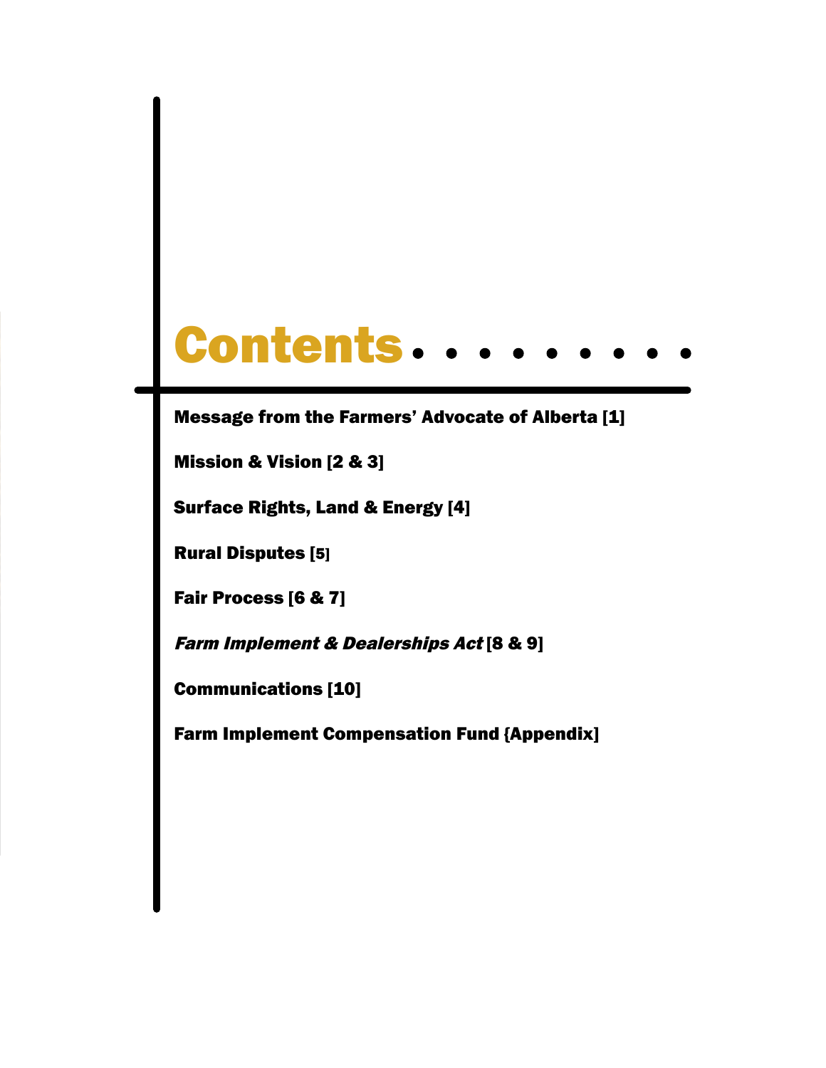# Contents

**Message from the Farmers' Advocate of Alberta [1]**

**Mission & Vision [2 & 3]**

**Surface Rights, Land & Energy [4]**

**Rural Disputes [5]**

**Fair Process [6 & 7]**

***Farm Implement & Dealerships Act* [8 & 9]**

**Communications [10]**

**Farm Implement Compensation Fund {Appendix]**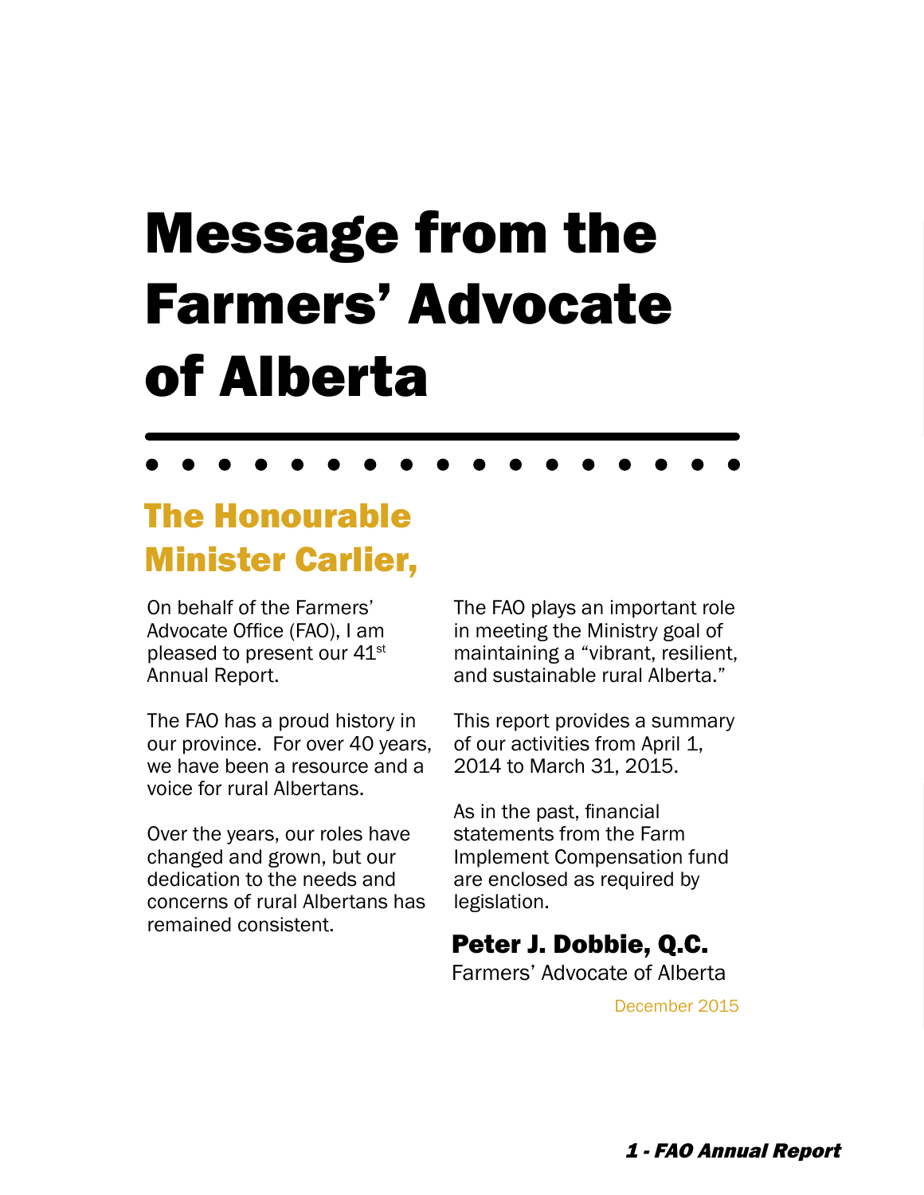# Message from the Farmers' Advocate of Alberta

## The Honourable Minister Carlier,

On behalf of the Farmers' Advocate Office (FAO), I am pleased to present our 41st Annual Report.

The FAO has a proud history in our province. For over 40 years, we have been a resource and a voice for rural Albertans.

Over the years, our roles have changed and grown, but our dedication to the needs and concerns of rural Albertans has remained consistent.

The FAO plays an important role in meeting the Ministry goal of maintaining a "vibrant, resilient, and sustainable rural Alberta."

This report provides a summary of our activities from April 1, 2014 to March 31, 2015.

As in the past, financial statements from the Farm Implement Compensation fund are enclosed as required by legislation.

**Peter J. Dobbie, Q.C.**
Farmers' Advocate of Alberta

December 2015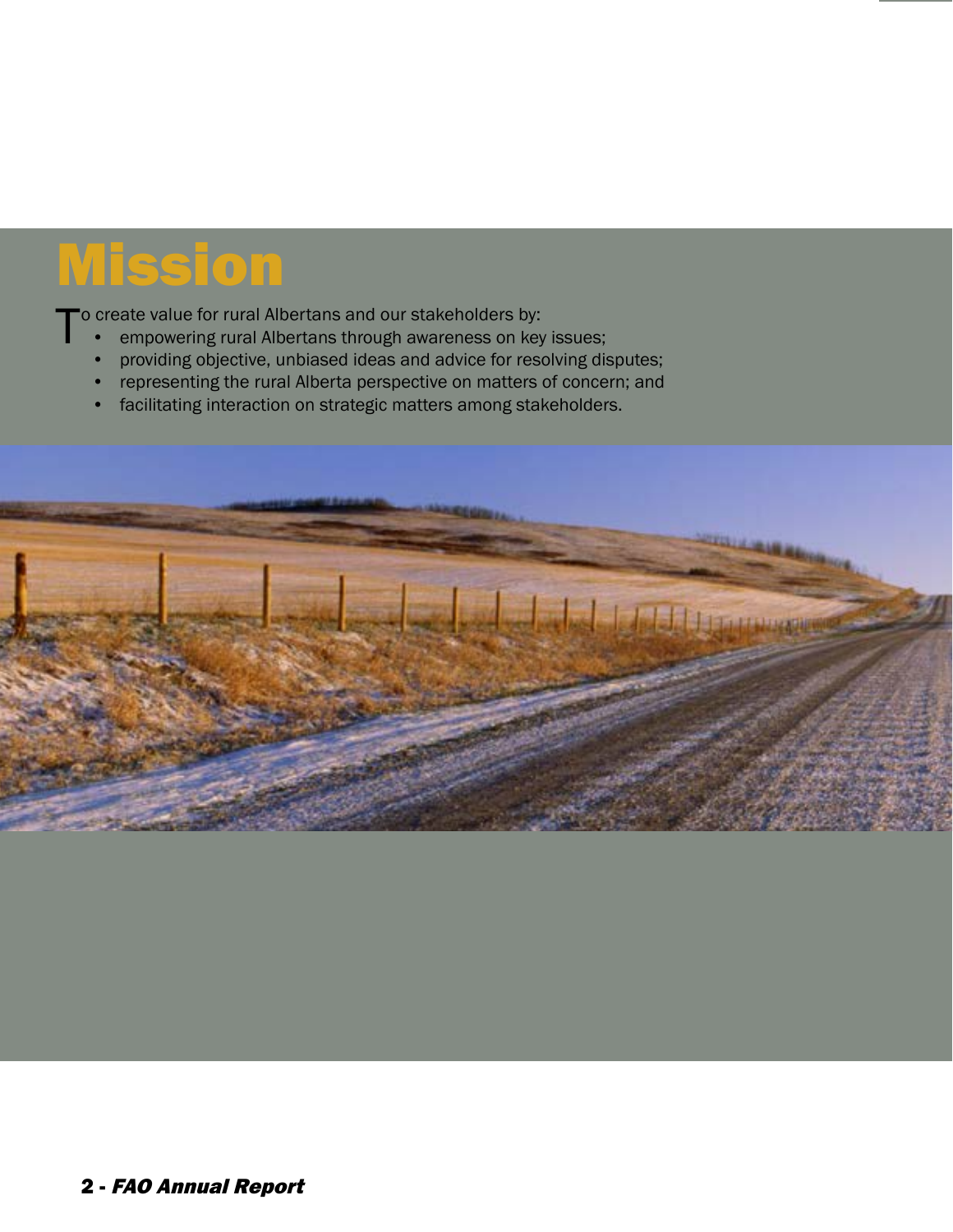# Mission

To create value for rural Albertans and our stakeholders by:

- empowering rural Albertans through awareness on key issues;
- providing objective, unbiased ideas and advice for resolving disputes;
- representing the rural Alberta perspective on matters of concern; and
- facilitating interaction on strategic matters among stakeholders.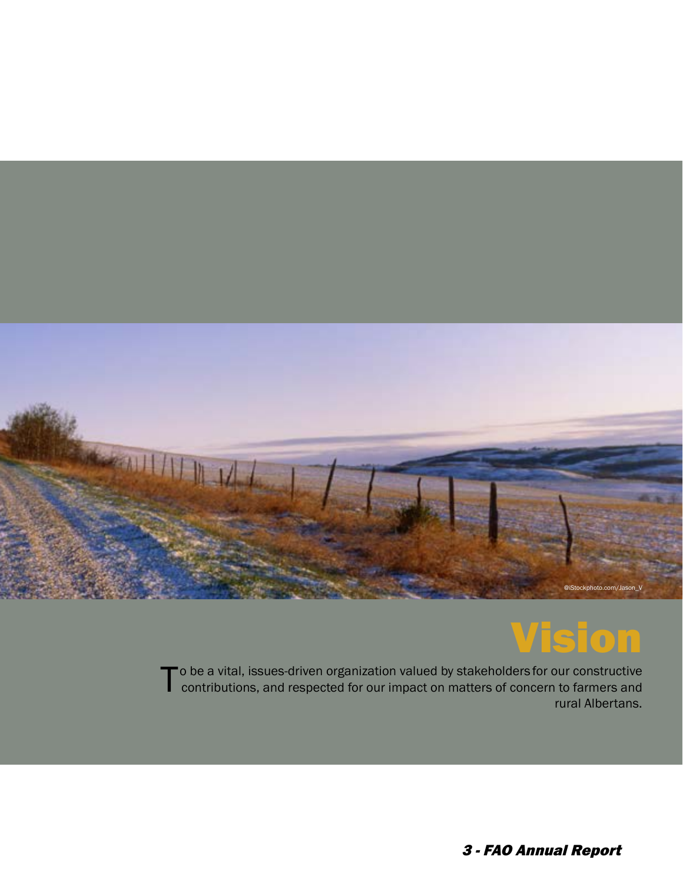# Vision

To be a vital, issues-driven organization valued by stakeholders for our constructive contributions, and respected for our impact on matters of concern to farmers and rural Albertans.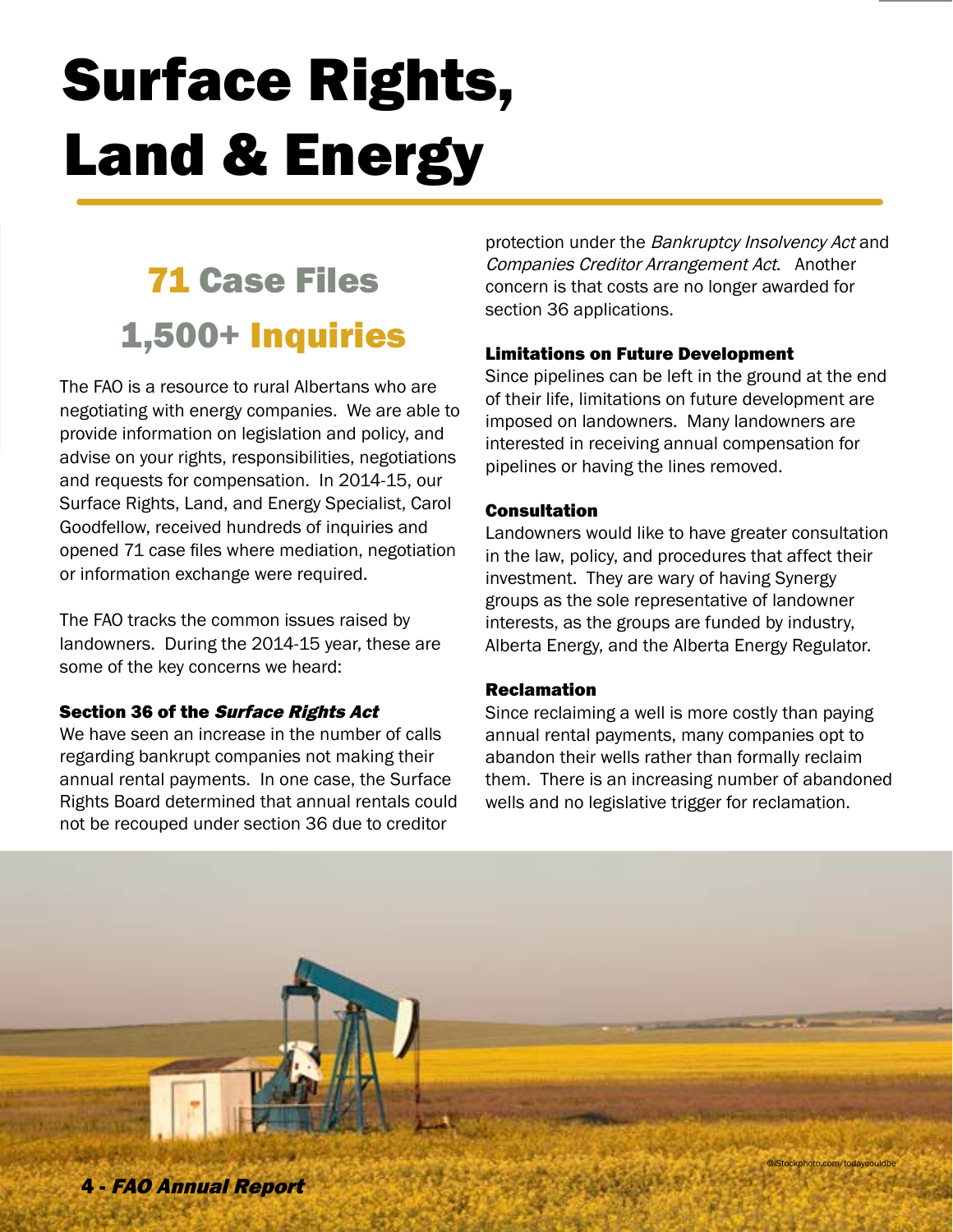# Surface Rights, Land & Energy

## 71 Case Files
## 1,500+ Inquiries

The FAO is a resource to rural Albertans who are negotiating with energy companies. We are able to provide information on legislation and policy, and advise on your rights, responsibilities, negotiations and requests for compensation. In 2014-15, our Surface Rights, Land, and Energy Specialist, Carol Goodfellow, received hundreds of inquiries and opened 71 case files where mediation, negotiation or information exchange were required.

The FAO tracks the common issues raised by landowners. During the 2014-15 year, these are some of the key concerns we heard:

### Section 36 of the *Surface Rights Act*

We have seen an increase in the number of calls regarding bankrupt companies not making their annual rental payments. In one case, the Surface Rights Board determined that annual rentals could not be recouped under section 36 due to creditor protection under the *Bankruptcy Insolvency Act* and *Companies Creditor Arrangement Act*. Another concern is that costs are no longer awarded for section 36 applications.

### Limitations on Future Development

Since pipelines can be left in the ground at the end of their life, limitations on future development are imposed on landowners. Many landowners are interested in receiving annual compensation for pipelines or having the lines removed.

### Consultation

Landowners would like to have greater consultation in the law, policy, and procedures that affect their investment. They are wary of having Synergy groups as the sole representative of landowner interests, as the groups are funded by industry, Alberta Energy, and the Alberta Energy Regulator.

### Reclamation

Since reclaiming a well is more costly than paying annual rental payments, many companies opt to abandon their wells rather than formally reclaim them. There is an increasing number of abandoned wells and no legislative trigger for reclamation.

©iStockphoto.com/todaycouldbe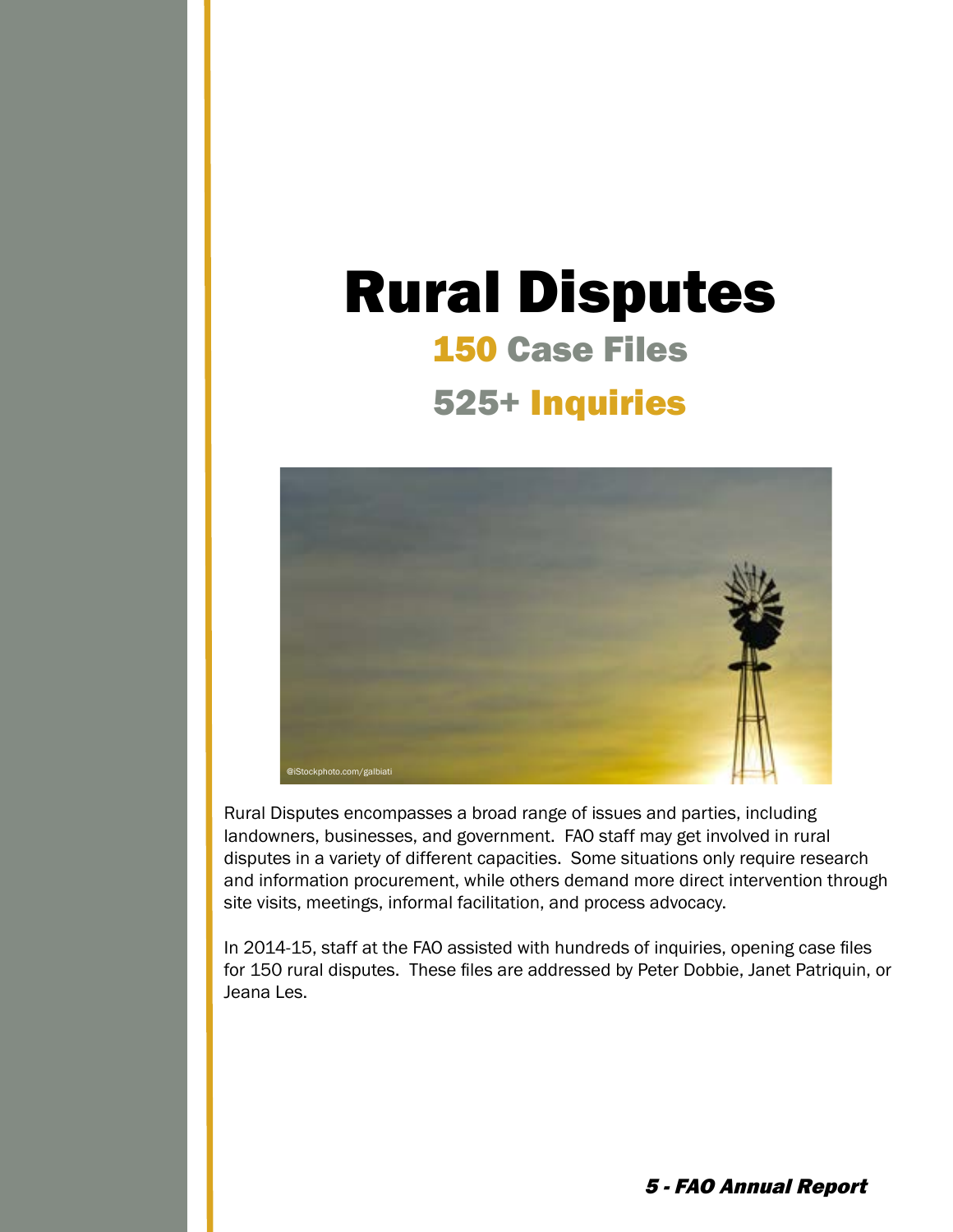# Rural Disputes

## 150 Case Files

## 525+ Inquiries

@iStockphoto.com/galbiati

Rural Disputes encompasses a broad range of issues and parties, including landowners, businesses, and government. FAO staff may get involved in rural disputes in a variety of different capacities. Some situations only require research and information procurement, while others demand more direct intervention through site visits, meetings, informal facilitation, and process advocacy.

In 2014-15, staff at the FAO assisted with hundreds of inquiries, opening case files for 150 rural disputes. These files are addressed by Peter Dobbie, Janet Patriquin, or Jeana Les.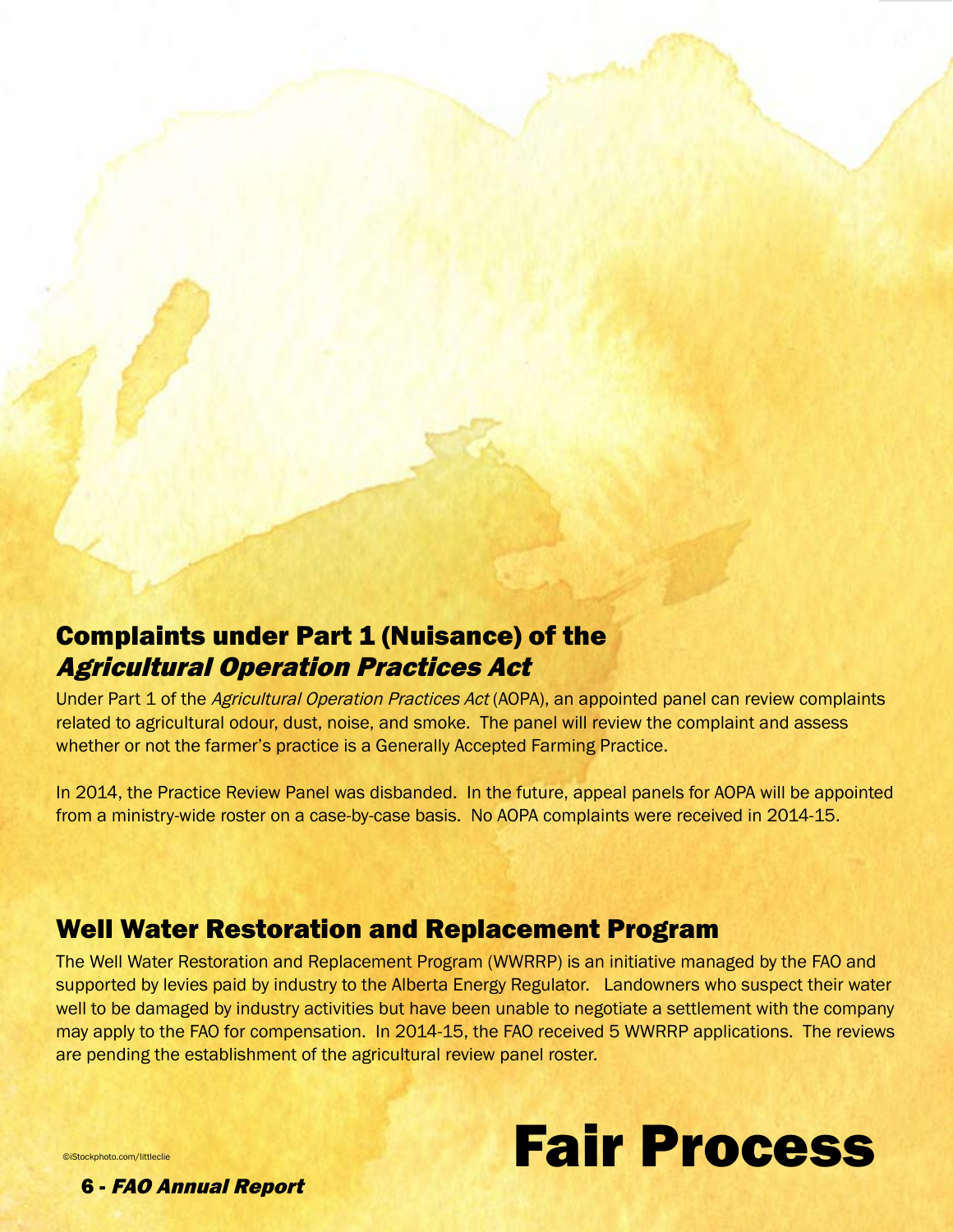## Complaints under Part 1 (Nuisance) of the *Agricultural Operation Practices Act*

Under Part 1 of the *Agricultural Operation Practices Act* (AOPA), an appointed panel can review complaints related to agricultural odour, dust, noise, and smoke. The panel will review the complaint and assess whether or not the farmer's practice is a Generally Accepted Farming Practice.

In 2014, the Practice Review Panel was disbanded. In the future, appeal panels for AOPA will be appointed from a ministry-wide roster on a case-by-case basis. No AOPA complaints were received in 2014-15.

## Well Water Restoration and Replacement Program

The Well Water Restoration and Replacement Program (WWRRP) is an initiative managed by the FAO and supported by levies paid by industry to the Alberta Energy Regulator. Landowners who suspect their water well to be damaged by industry activities but have been unable to negotiate a settlement with the company may apply to the FAO for compensation. In 2014-15, the FAO received 5 WWRRP applications. The reviews are pending the establishment of the agricultural review panel roster.

©iStockphoto.com/littleclie

# Fair Process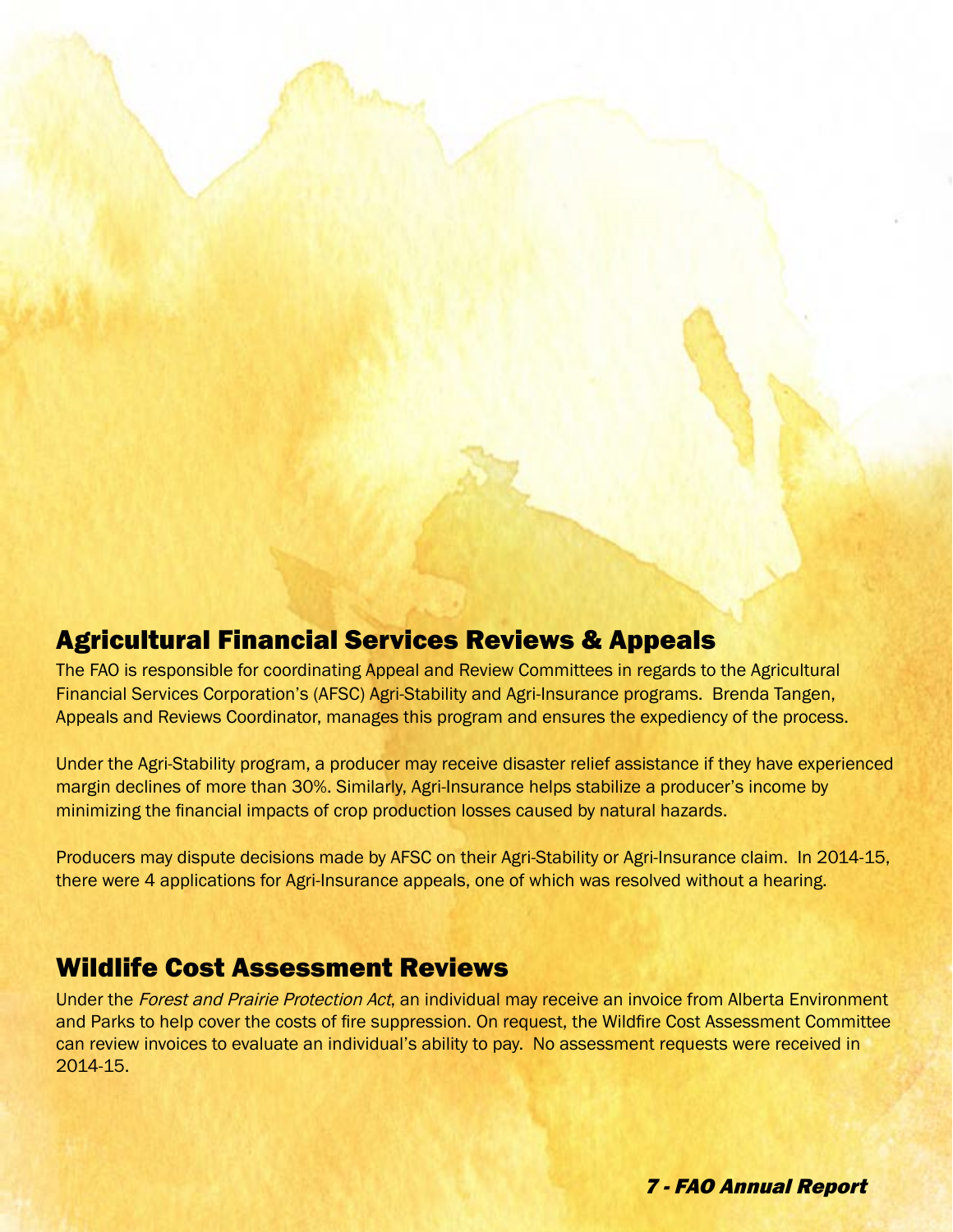## Agricultural Financial Services Reviews & Appeals

The FAO is responsible for coordinating Appeal and Review Committees in regards to the Agricultural Financial Services Corporation's (AFSC) Agri-Stability and Agri-Insurance programs. Brenda Tangen, Appeals and Reviews Coordinator, manages this program and ensures the expediency of the process.

Under the Agri-Stability program, a producer may receive disaster relief assistance if they have experienced margin declines of more than 30%. Similarly, Agri-Insurance helps stabilize a producer's income by minimizing the financial impacts of crop production losses caused by natural hazards.

Producers may dispute decisions made by AFSC on their Agri-Stability or Agri-Insurance claim. In 2014-15, there were 4 applications for Agri-Insurance appeals, one of which was resolved without a hearing.

## Wildlife Cost Assessment Reviews

Under the *Forest and Prairie Protection Act*, an individual may receive an invoice from Alberta Environment and Parks to help cover the costs of fire suppression. On request, the Wildfire Cost Assessment Committee can review invoices to evaluate an individual's ability to pay. No assessment requests were received in 2014-15.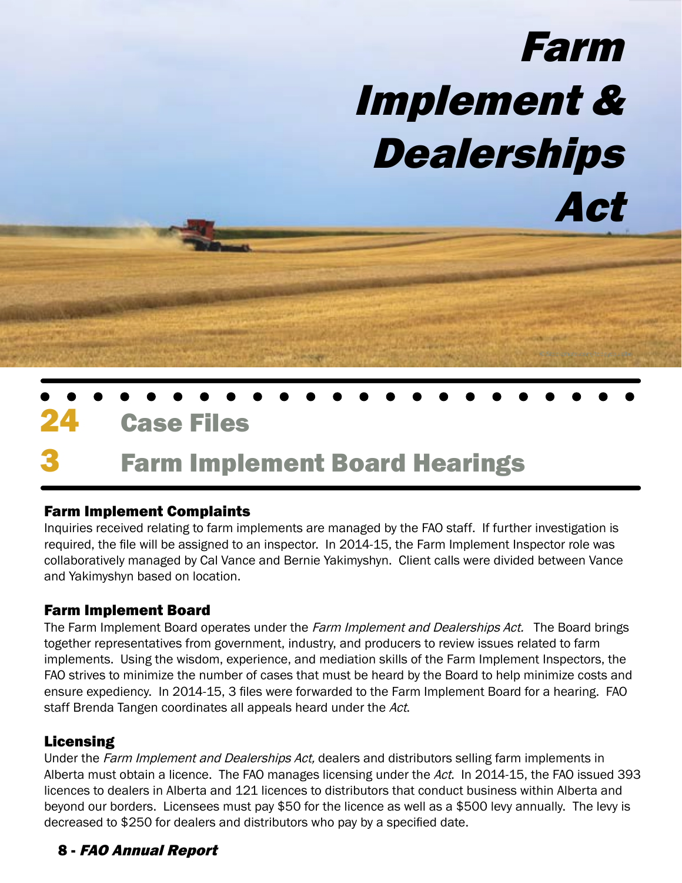# Farm Implement & Dealerships Act

**24** Case Files

**3** Farm Implement Board Hearings

### Farm Implement Complaints

Inquiries received relating to farm implements are managed by the FAO staff. If further investigation is required, the file will be assigned to an inspector. In 2014-15, the Farm Implement Inspector role was collaboratively managed by Cal Vance and Bernie Yakimyshyn. Client calls were divided between Vance and Yakimyshyn based on location.

### Farm Implement Board

The Farm Implement Board operates under the *Farm Implement and Dealerships Act*. The Board brings together representatives from government, industry, and producers to review issues related to farm implements. Using the wisdom, experience, and mediation skills of the Farm Implement Inspectors, the FAO strives to minimize the number of cases that must be heard by the Board to help minimize costs and ensure expediency. In 2014-15, 3 files were forwarded to the Farm Implement Board for a hearing. FAO staff Brenda Tangen coordinates all appeals heard under the *Act*.

### Licensing

Under the *Farm Implement and Dealerships Act,* dealers and distributors selling farm implements in Alberta must obtain a licence. The FAO manages licensing under the *Act*. In 2014-15, the FAO issued 393 licences to dealers in Alberta and 121 licences to distributors that conduct business within Alberta and beyond our borders. Licensees must pay $50 for the licence as well as a $500 levy annually. The levy is decreased to $250 for dealers and distributors who pay by a specified date.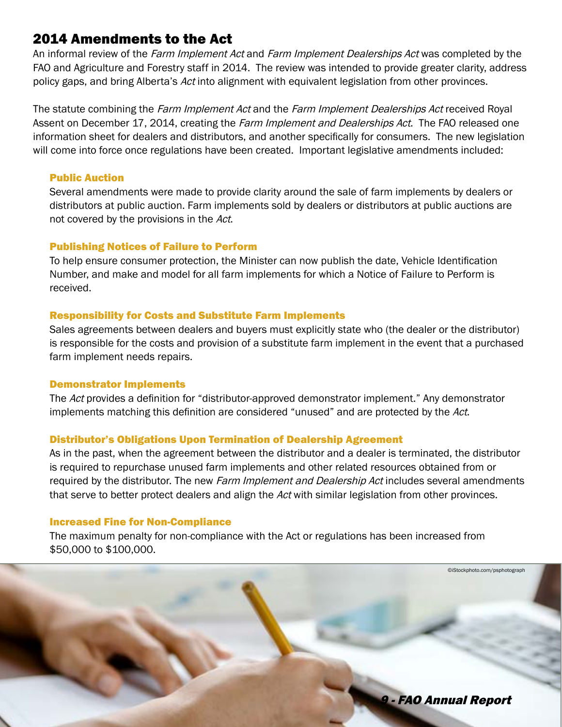## 2014 Amendments to the Act

An informal review of the *Farm Implement Act* and *Farm Implement Dealerships Act* was completed by the FAO and Agriculture and Forestry staff in 2014. The review was intended to provide greater clarity, address policy gaps, and bring Alberta's *Act* into alignment with equivalent legislation from other provinces.

The statute combining the *Farm Implement Act* and the *Farm Implement Dealerships Act* received Royal Assent on December 17, 2014, creating the *Farm Implement and Dealerships Act*. The FAO released one information sheet for dealers and distributors, and another specifically for consumers. The new legislation will come into force once regulations have been created. Important legislative amendments included:

### Public Auction

Several amendments were made to provide clarity around the sale of farm implements by dealers or distributors at public auction. Farm implements sold by dealers or distributors at public auctions are not covered by the provisions in the *Act*.

### Publishing Notices of Failure to Perform

To help ensure consumer protection, the Minister can now publish the date, Vehicle Identification Number, and make and model for all farm implements for which a Notice of Failure to Perform is received.

### Responsibility for Costs and Substitute Farm Implements

Sales agreements between dealers and buyers must explicitly state who (the dealer or the distributor) is responsible for the costs and provision of a substitute farm implement in the event that a purchased farm implement needs repairs.

### Demonstrator Implements

The *Act* provides a definition for "distributor-approved demonstrator implement." Any demonstrator implements matching this definition are considered "unused" and are protected by the *Act*.

### Distributor's Obligations Upon Termination of Dealership Agreement

As in the past, when the agreement between the distributor and a dealer is terminated, the distributor is required to repurchase unused farm implements and other related resources obtained from or required by the distributor. The new *Farm Implement and Dealership Act* includes several amendments that serve to better protect dealers and align the *Act* with similar legislation from other provinces.

### Increased Fine for Non-Compliance

The maximum penalty for non-compliance with the Act or regulations has been increased from $50,000 to $100,000.

©iStockphoto.com/psphotograph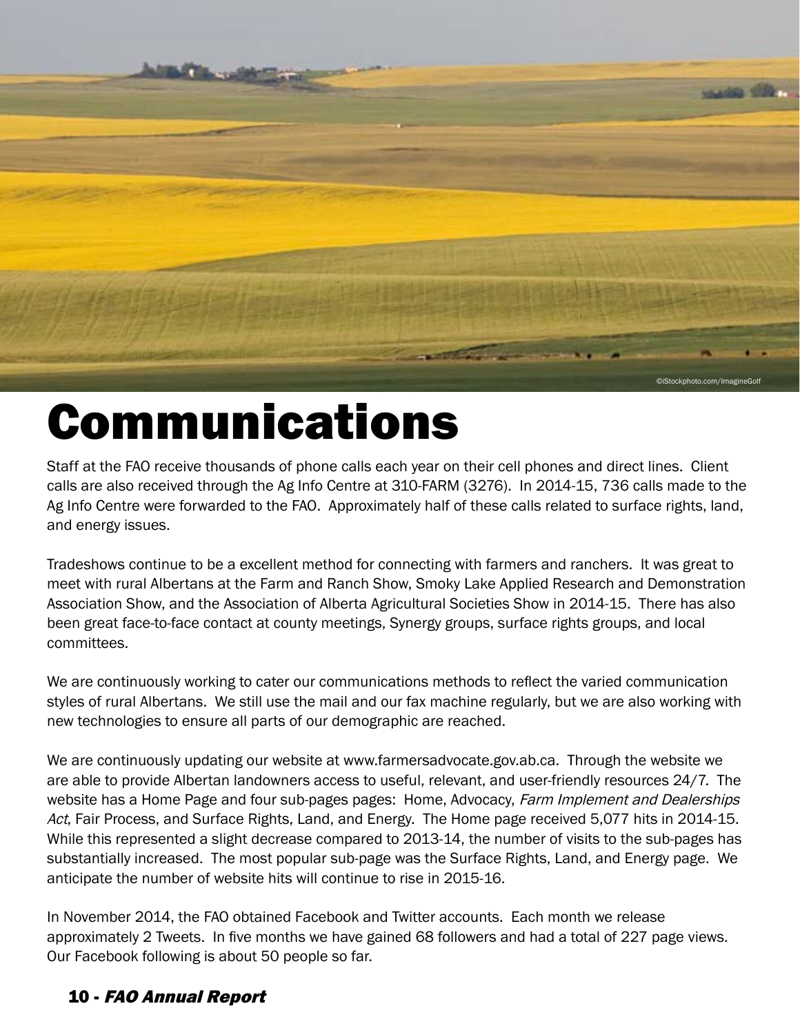©iStockphoto.com/ImagineGolf

# Communications

Staff at the FAO receive thousands of phone calls each year on their cell phones and direct lines. Client calls are also received through the Ag Info Centre at 310-FARM (3276). In 2014-15, 736 calls made to the Ag Info Centre were forwarded to the FAO. Approximately half of these calls related to surface rights, land, and energy issues.

Tradeshows continue to be a excellent method for connecting with farmers and ranchers. It was great to meet with rural Albertans at the Farm and Ranch Show, Smoky Lake Applied Research and Demonstration Association Show, and the Association of Alberta Agricultural Societies Show in 2014-15. There has also been great face-to-face contact at county meetings, Synergy groups, surface rights groups, and local committees.

We are continuously working to cater our communications methods to reflect the varied communication styles of rural Albertans. We still use the mail and our fax machine regularly, but we are also working with new technologies to ensure all parts of our demographic are reached.

We are continuously updating our website at www.farmersadvocate.gov.ab.ca. Through the website we are able to provide Albertan landowners access to useful, relevant, and user-friendly resources 24/7. The website has a Home Page and four sub-pages pages: Home, Advocacy, *Farm Implement and Dealerships Act*, Fair Process, and Surface Rights, Land, and Energy. The Home page received 5,077 hits in 2014-15. While this represented a slight decrease compared to 2013-14, the number of visits to the sub-pages has substantially increased. The most popular sub-page was the Surface Rights, Land, and Energy page. We anticipate the number of website hits will continue to rise in 2015-16.

In November 2014, the FAO obtained Facebook and Twitter accounts. Each month we release approximately 2 Tweets. In five months we have gained 68 followers and had a total of 227 page views. Our Facebook following is about 50 people so far.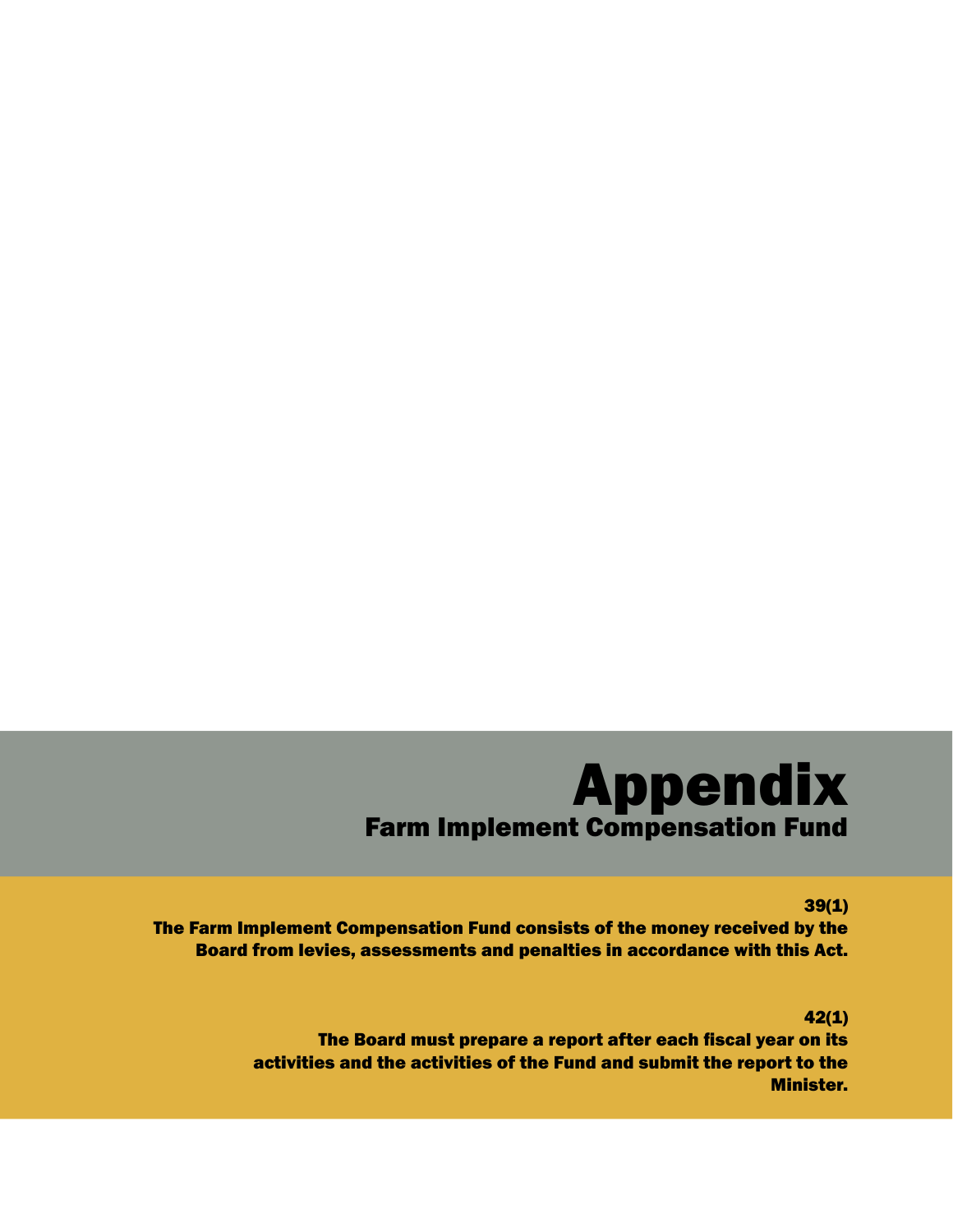# Appendix

## Farm Implement Compensation Fund

**39(1)**

**The Farm Implement Compensation Fund consists of the money received by the Board from levies, assessments and penalties in accordance with this Act.**

**42(1)**

**The Board must prepare a report after each fiscal year on its activities and the activities of the Fund and submit the report to the Minister.**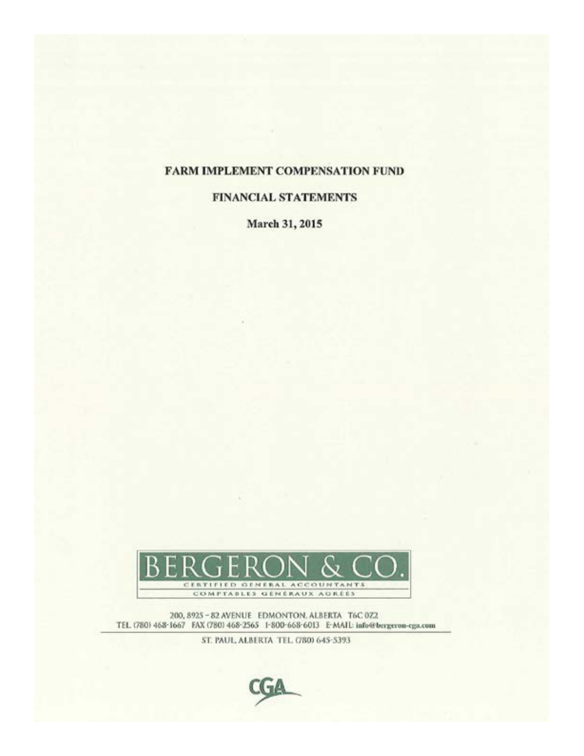# FARM IMPLEMENT COMPENSATION FUND

## FINANCIAL STATEMENTS

**March 31, 2015**

BERGEON & CO.

CERTIFIED GENERAL ACCOUNTANTS

COMPTABLES GÉNÉRAUX AGRÉÉS

200, 8925 – 82 AVENUE EDMONTON, ALBERTA T6C 0Z2

TEL. (780) 468-1667 FAX (780) 468-2565 1-800-668-6013 E-MAIL: info@bergeron-cga.com

ST. PAUL, ALBERTA TEL. (780) 645-5393

CGA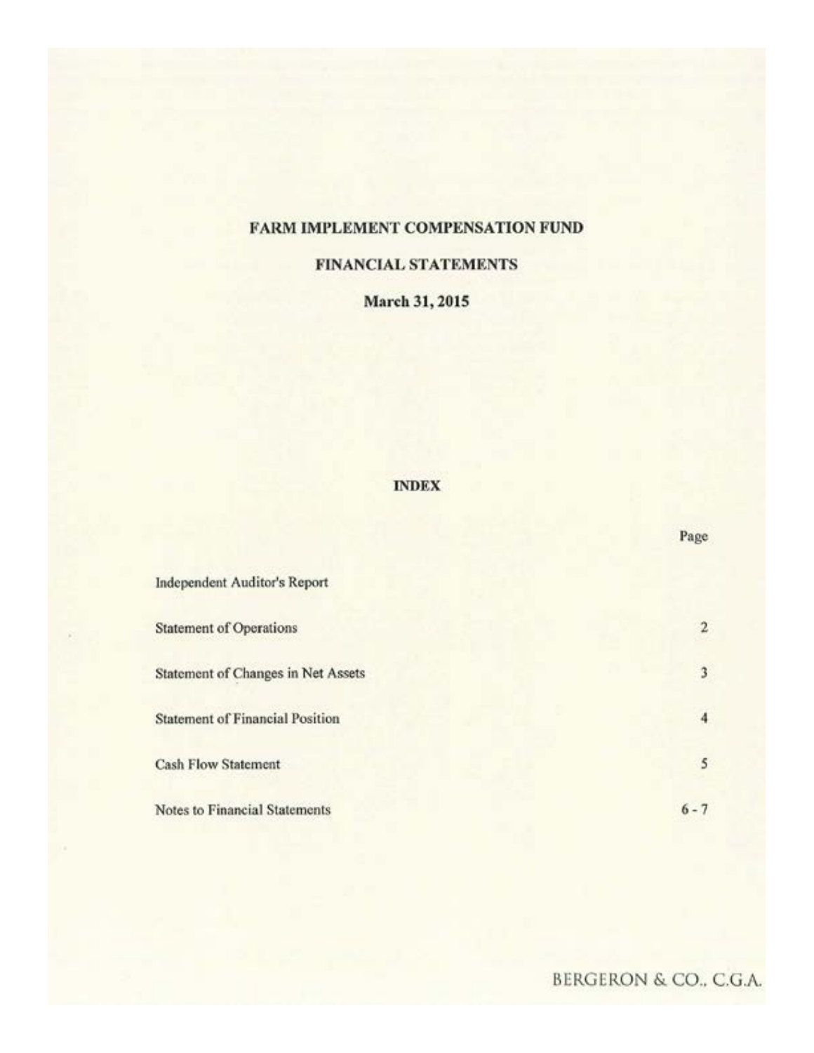# FARM IMPLEMENT COMPENSATION FUND

## FINANCIAL STATEMENTS

### March 31, 2015

**INDEX**

| | Page |
|---|---|
| Independent Auditor's Report | |
| Statement of Operations | 2 |
| Statement of Changes in Net Assets | 3 |
| Statement of Financial Position | 4 |
| Cash Flow Statement | 5 |
| Notes to Financial Statements | 6 - 7 |

BERGERON & CO., C.G.A.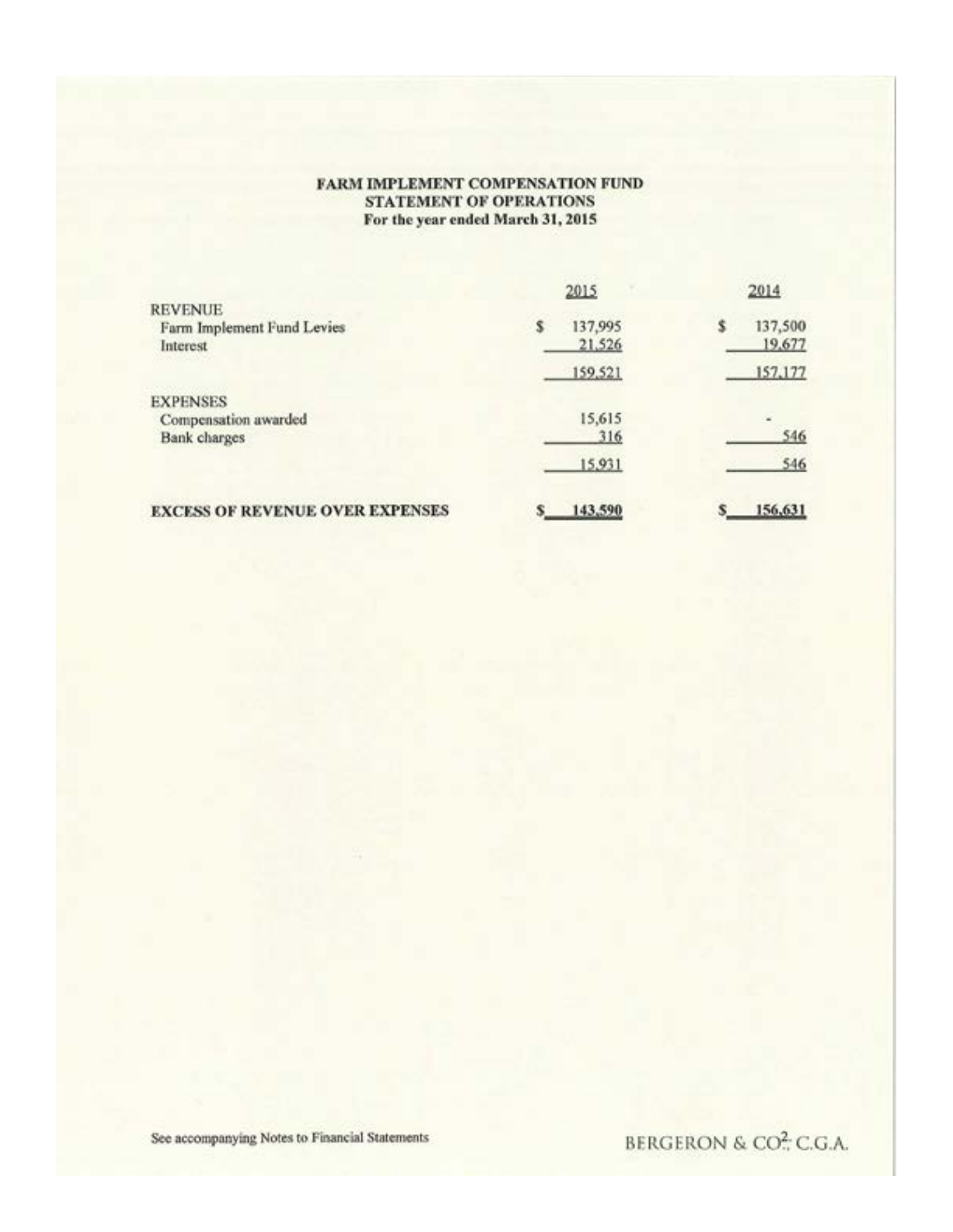# FARM IMPLEMENT COMPENSATION FUND
## STATEMENT OF OPERATIONS
### For the year ended March 31, 2015

| | 2015 | 2014 |
|---|---|---|
| **REVENUE** | | |
| Farm Implement Fund Levies | $ 137,995 | $ 137,500 |
| Interest | 21,526 | 19,677 |
| | 159,521 | 157,177 |
| **EXPENSES** | | |
| Compensation awarded | 15,615 | - |
| Bank charges | 316 | 546 |
| | 15,931 | 546 |
| **EXCESS OF REVENUE OVER EXPENSES** | $ 143,590 | $ 156,631 |

See accompanying Notes to Financial Statements

BERGERON & CO., C.G.A.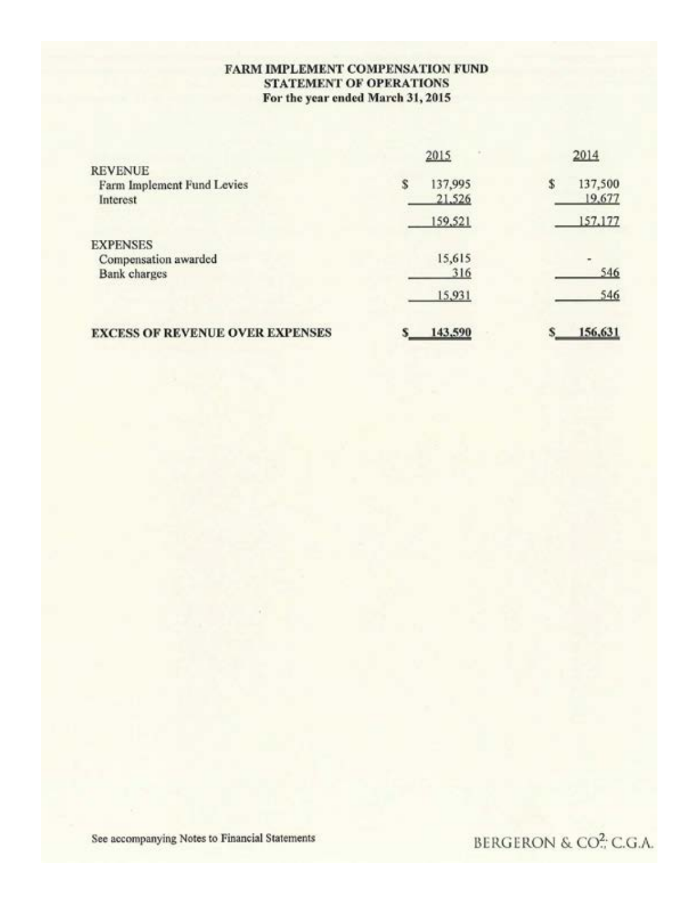# FARM IMPLEMENT COMPENSATION FUND
## STATEMENT OF OPERATIONS
### For the year ended March 31, 2015

| | 2015 | 2014 |
|---|---|---|
| **REVENUE** | | |
| Farm Implement Fund Levies | $ 137,995 | $ 137,500 |
| Interest | 21,526 | 19,677 |
| | 159,521 | 157,177 |
| **EXPENSES** | | |
| Compensation awarded | 15,615 | - |
| Bank charges | 316 | 546 |
| | 15,931 | 546 |
| **EXCESS OF REVENUE OVER EXPENSES** | $ 143,590 | $ 156,631 |

See accompanying Notes to Financial Statements

BERGERON & CO.[2] C.G.A.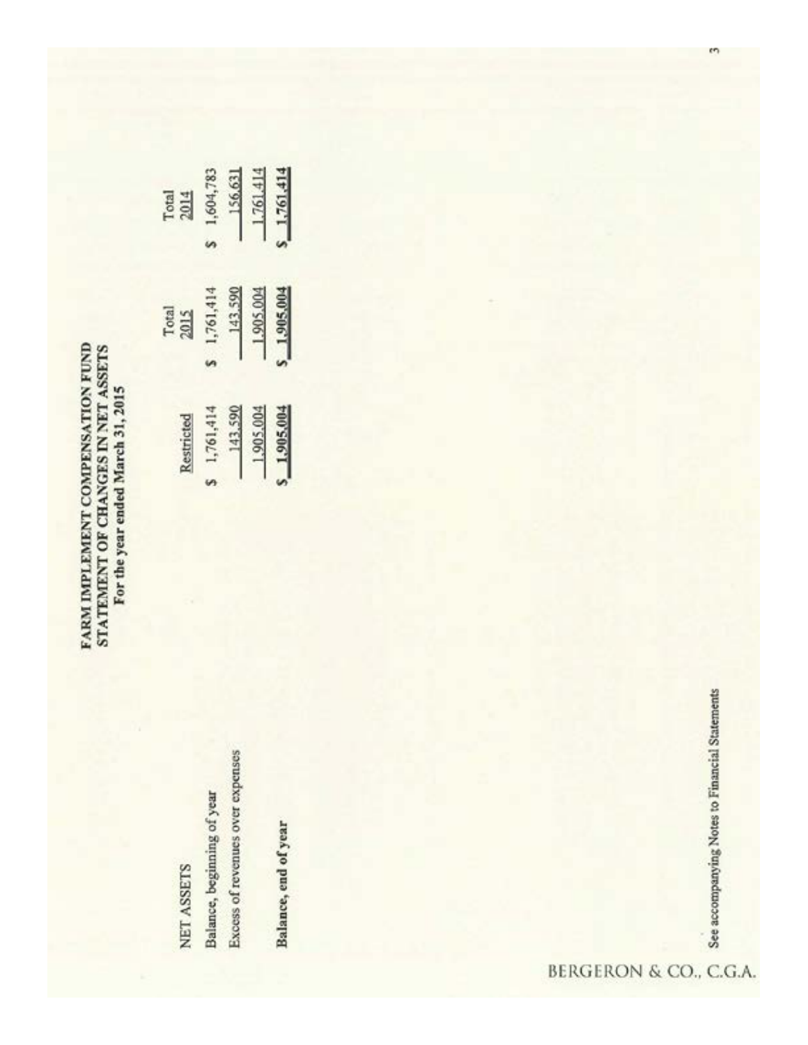# FARM IMPLEMENT COMPENSATION FUND
## STATEMENT OF CHANGES IN NET ASSETS
### For the year ended March 31, 2015

| NET ASSETS | Restricted | Total 2015 | Total 2014 |
|---|---|---|---|
| Balance, beginning of year | $ 1,761,414 | $ 1,761,414 | $ 1,604,783 |
| Excess of revenues over expenses | 143,590 | 143,590 | 156,631 |
| | 1,905,004 | 1,905,004 | 1,761,414 |
| **Balance, end of year** | $ 1,905,004 | $ 1,905,004 | $ 1,761,414 |

See accompanying Notes to Financial Statements

BERGERON & CO., C.G.A.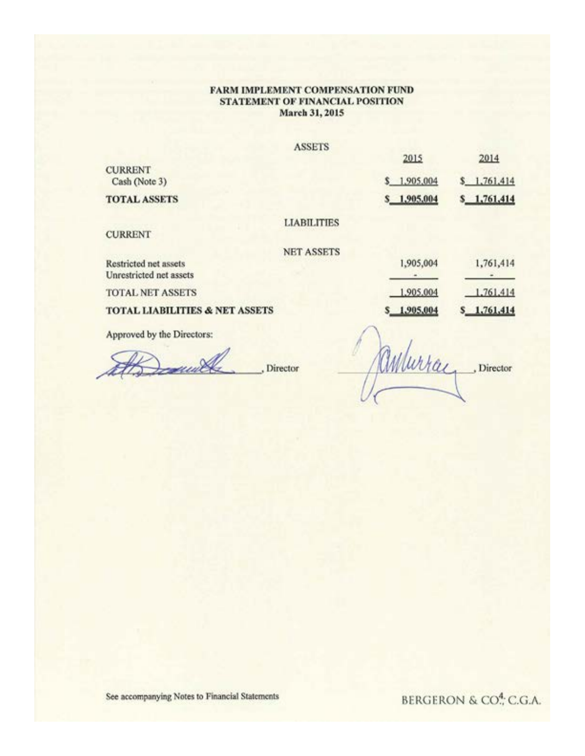# FARM IMPLEMENT COMPENSATION FUND
## STATEMENT OF FINANCIAL POSITION
### March 31, 2015

| | 2015 | 2014 |
|---|---|---|
| **ASSETS** | | |
| CURRENT | | |
| Cash (Note 3) | $ 1,905,004 | $ 1,761,414 |
| **TOTAL ASSETS** | **$ 1,905,004** | **$ 1,761,414** |
| **LIABILITIES** | | |
| CURRENT | | |
| **NET ASSETS** | | |
| Restricted net assets | 1,905,004 | 1,761,414 |
| Unrestricted net assets | - | - |
| TOTAL NET ASSETS | 1,905,004 | 1,761,414 |
| **TOTAL LIABILITIES & NET ASSETS** | **$ 1,905,004** | **$ 1,761,414** |

Approved by the Directors:

_______________, Director _______________, Director

See accompanying Notes to Financial Statements

BERGERON & CO., C.G.A.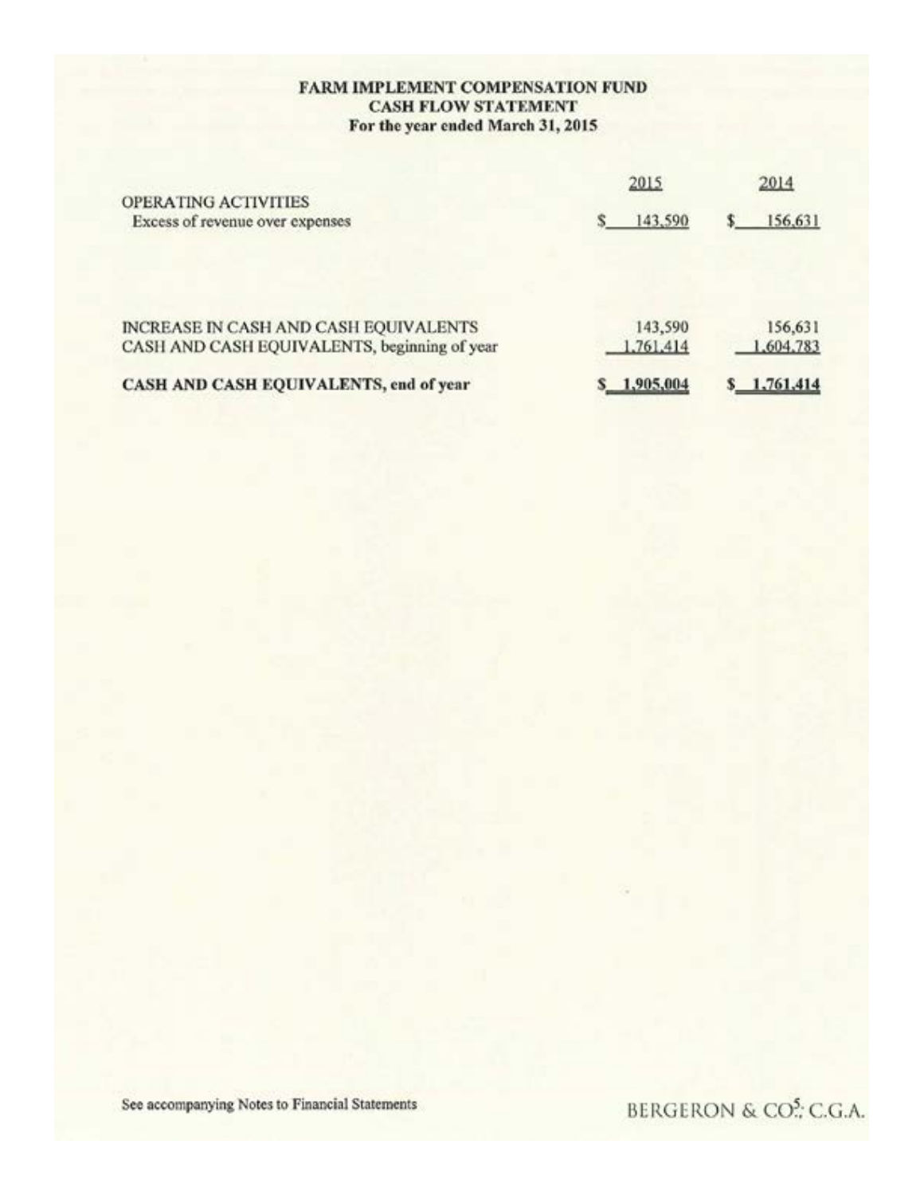**FARM IMPLEMENT COMPENSATION FUND**
**CASH FLOW STATEMENT**
**For the year ended March 31, 2015**

| | 2015 | 2014 |
|---|---|---|
| OPERATING ACTIVITIES | | |
| Excess of revenue over expenses | $ 143,590 | $ 156,631 |
| | | |
| INCREASE IN CASH AND CASH EQUIVALENTS | 143,590 | 156,631 |
| CASH AND CASH EQUIVALENTS, beginning of year | 1,761,414 | 1,604,783 |
| **CASH AND CASH EQUIVALENTS, end of year** | **$ 1,905,004** | **$ 1,761,414** |

See accompanying Notes to Financial Statements

BERGERON & CO., C.G.A.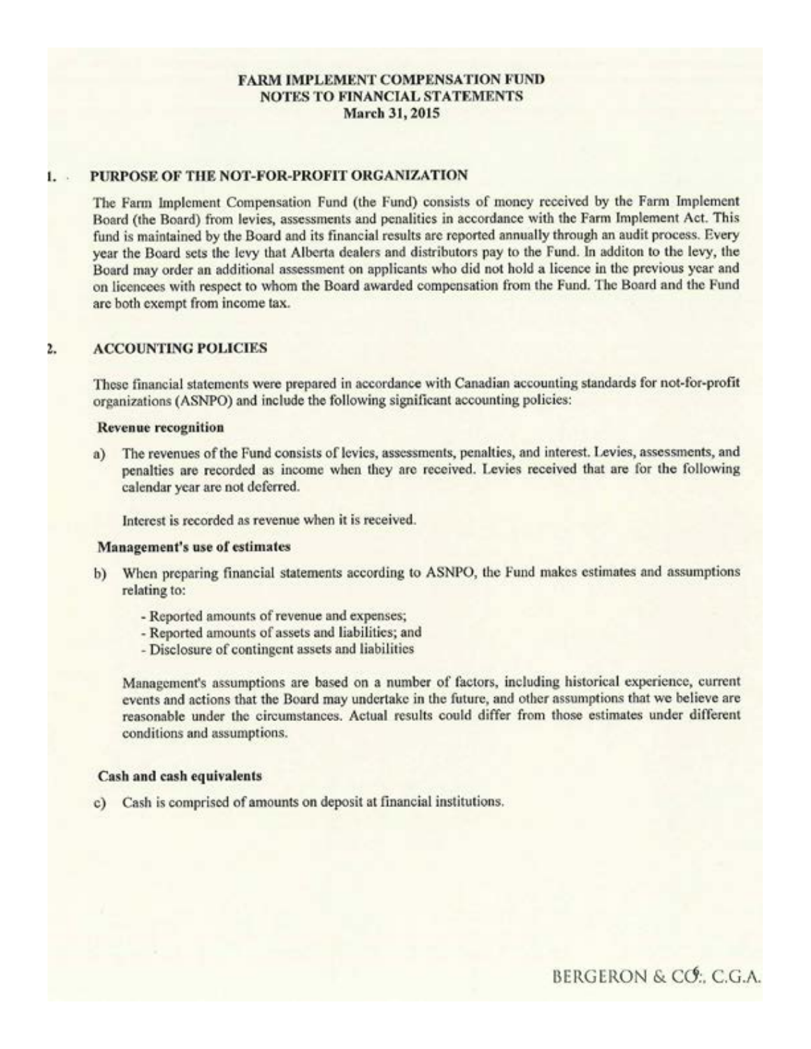# FARM IMPLEMENT COMPENSATION FUND
## NOTES TO FINANCIAL STATEMENTS
### March 31, 2015

## 1. PURPOSE OF THE NOT-FOR-PROFIT ORGANIZATION

The Farm Implement Compensation Fund (the Fund) consists of money received by the Farm Implement Board (the Board) from levies, assessments and penalities in accordance with the Farm Implement Act. This fund is maintained by the Board and its financial results are reported annually through an audit process. Every year the Board sets the levy that Alberta dealers and distributors pay to the Fund. In additon to the levy, the Board may order an additional assessment on applicants who did not hold a licence in the previous year and on licencees with respect to whom the Board awarded compensation from the Fund. The Board and the Fund are both exempt from income tax.

## 2. ACCOUNTING POLICIES

These financial statements were prepared in accordance with Canadian accounting standards for not-for-profit organizations (ASNPO) and include the following significant accounting policies:

**Revenue recognition**

a) The revenues of the Fund consists of levies, assessments, penalties, and interest. Levies, assessments, and penalties are recorded as income when they are received. Levies received that are for the following calendar year are not deferred.

Interest is recorded as revenue when it is received.

**Management's use of estimates**

b) When preparing financial statements according to ASNPO, the Fund makes estimates and assumptions relating to:

- Reported amounts of revenue and expenses;
- Reported amounts of assets and liabilities; and
- Disclosure of contingent assets and liabilities

Management's assumptions are based on a number of factors, including historical experience, current events and actions that the Board may undertake in the future, and other assumptions that we believe are reasonable under the circumstances. Actual results could differ from those estimates under different conditions and assumptions.

**Cash and cash equivalents**

c) Cash is comprised of amounts on deposit at financial institutions.

BERGERON & CO., C.G.A.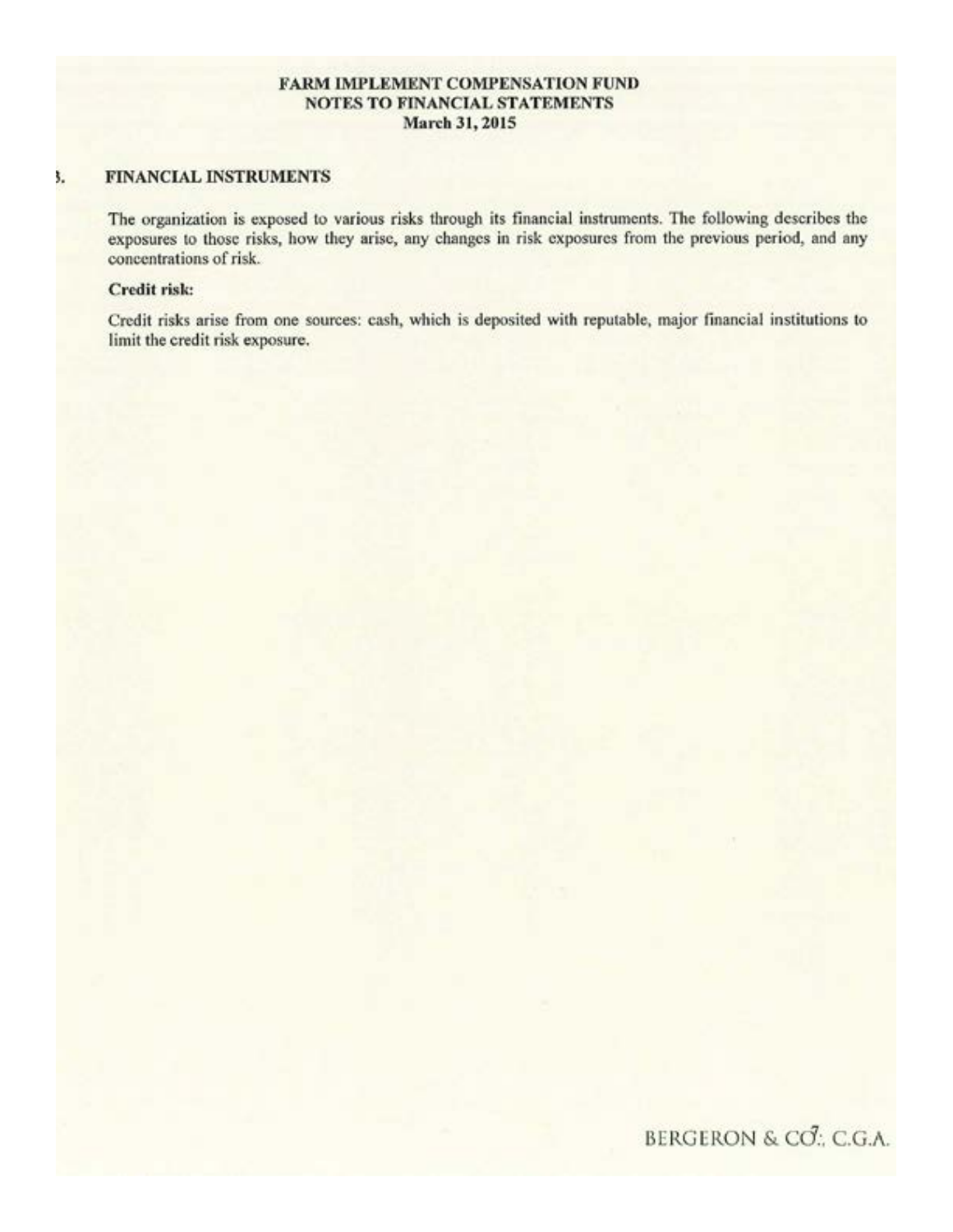FARM IMPLEMENTMENT COMPENSATION FUND

NOTES TO FINANCIAL STATEMENTS

March 31, 2015

## 3. FINANCIAL INSTRUMENTS

The organization is exposed to various risks through its financial instruments. The following describes the exposures to those risks, how they arise, any changes in risk exposures from the previous period, and any concentrations of risk.

**Credit risk:**

Credit risks arise from one sources: cash, which is deposited with reputable, major financial institutions to limit the credit risk exposure.

FARM IMPLEMENT COMPENSATION FUND

NOTES TO FINANCIAL STATEMENTS

March 31, 2015

## 3. FINANCIAL INSTRUMENTS

The organization is exposed to various risks through its financial instruments. The following describes the exposures to those risks, how they arise, any changes in risk exposures from the previous period, and any concentrations of risk.

**Credit risk:**

Credit risks arise from one sources: cash, which is deposited with reputable, major financial institutions to limit the credit risk exposure.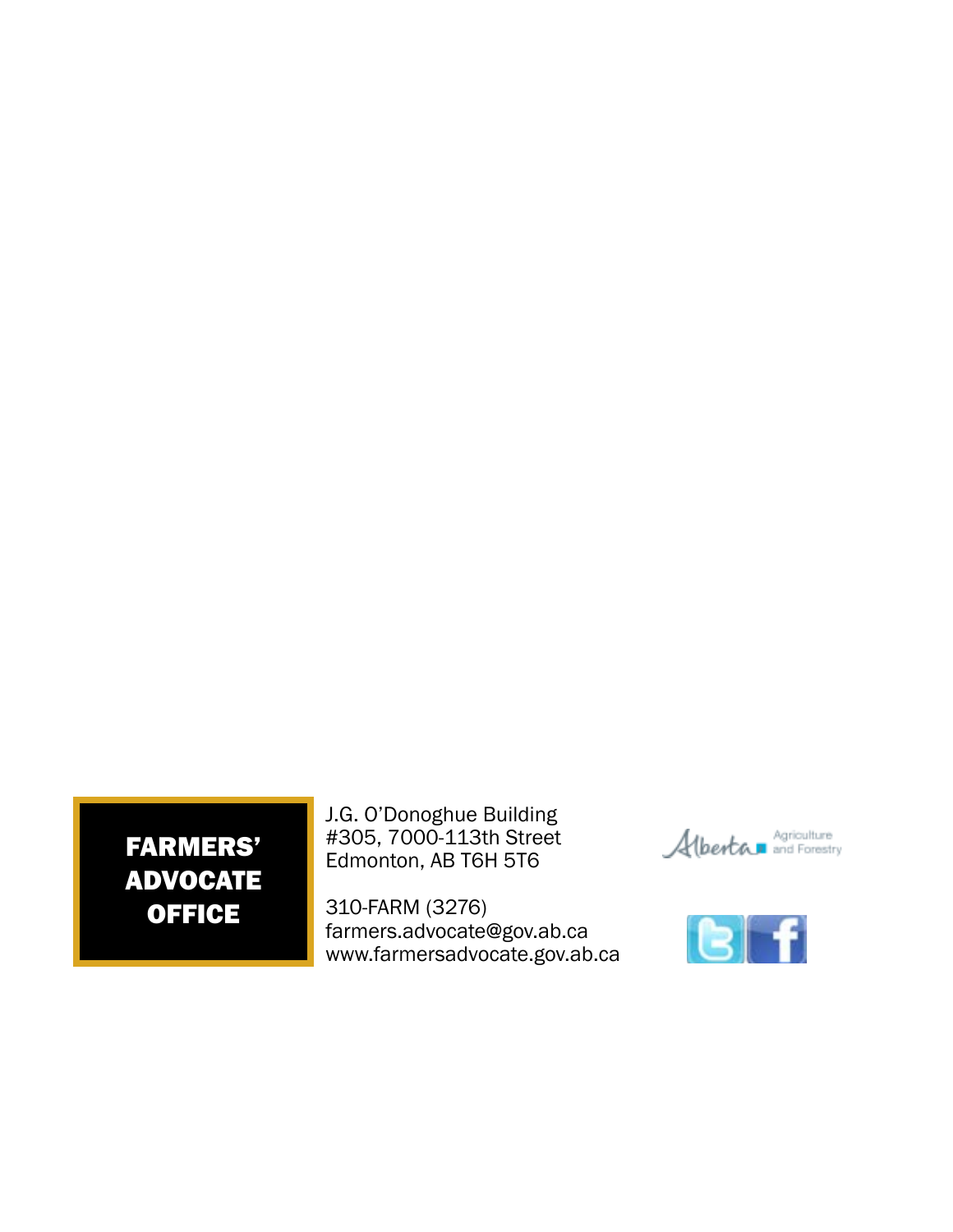**FARMERS' ADVOCATE OFFICE**

J.G. O'Donoghue Building
#305, 7000-113th Street
Edmonton, AB T6H 5T6

310-FARM (3276)
farmers.advocate@gov.ab.ca
www.farmersadvocate.gov.ab.ca

Alberta Agriculture and Forestry